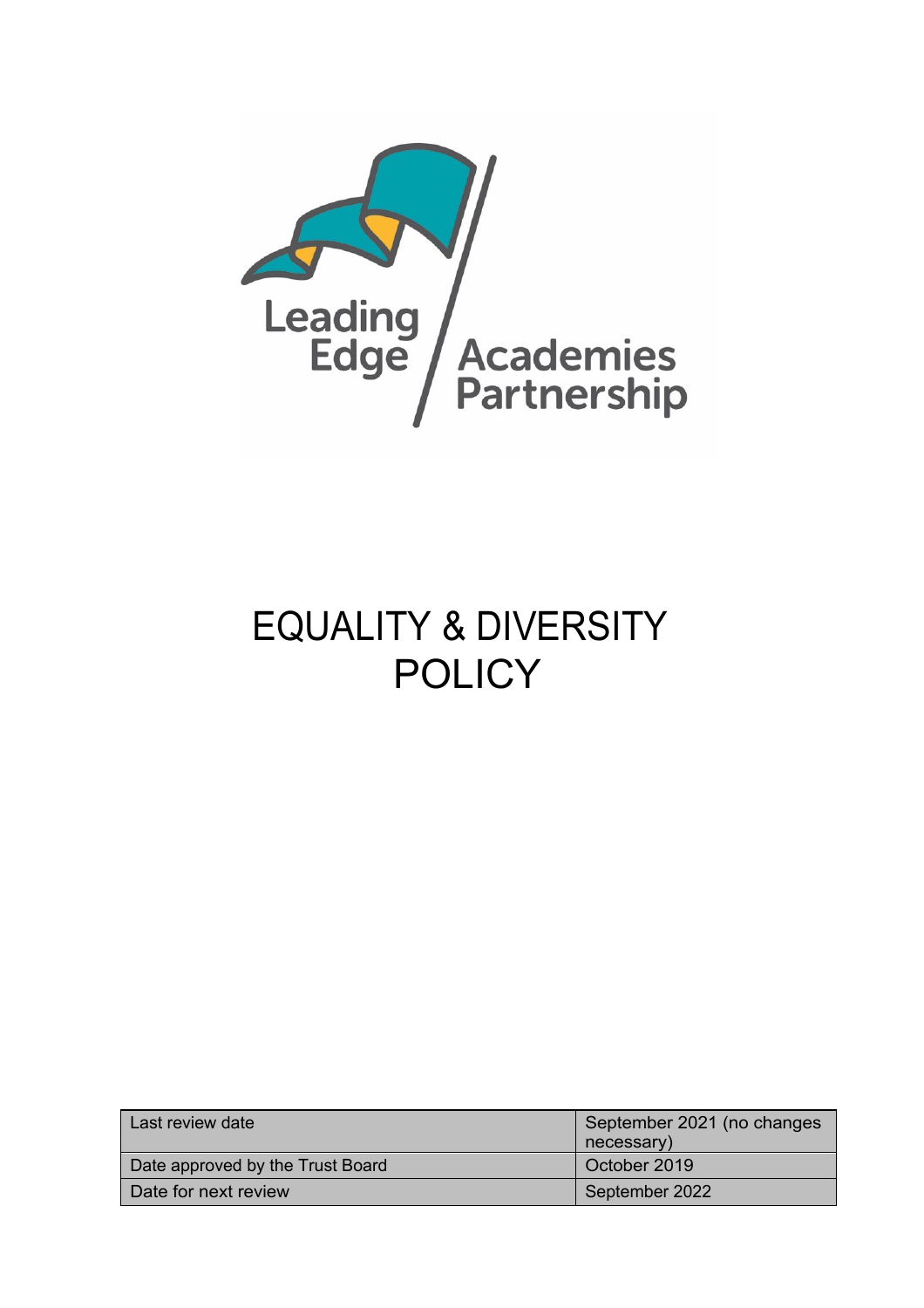Leading Edge Academies Partnership

# EQUALITY & DIVERSITY POLICY

| Last review date | September 2021 (no changes necessary) |
| --- | --- |
| Date approved by the Trust Board | October 2019 |
| Date for next review | September 2022 |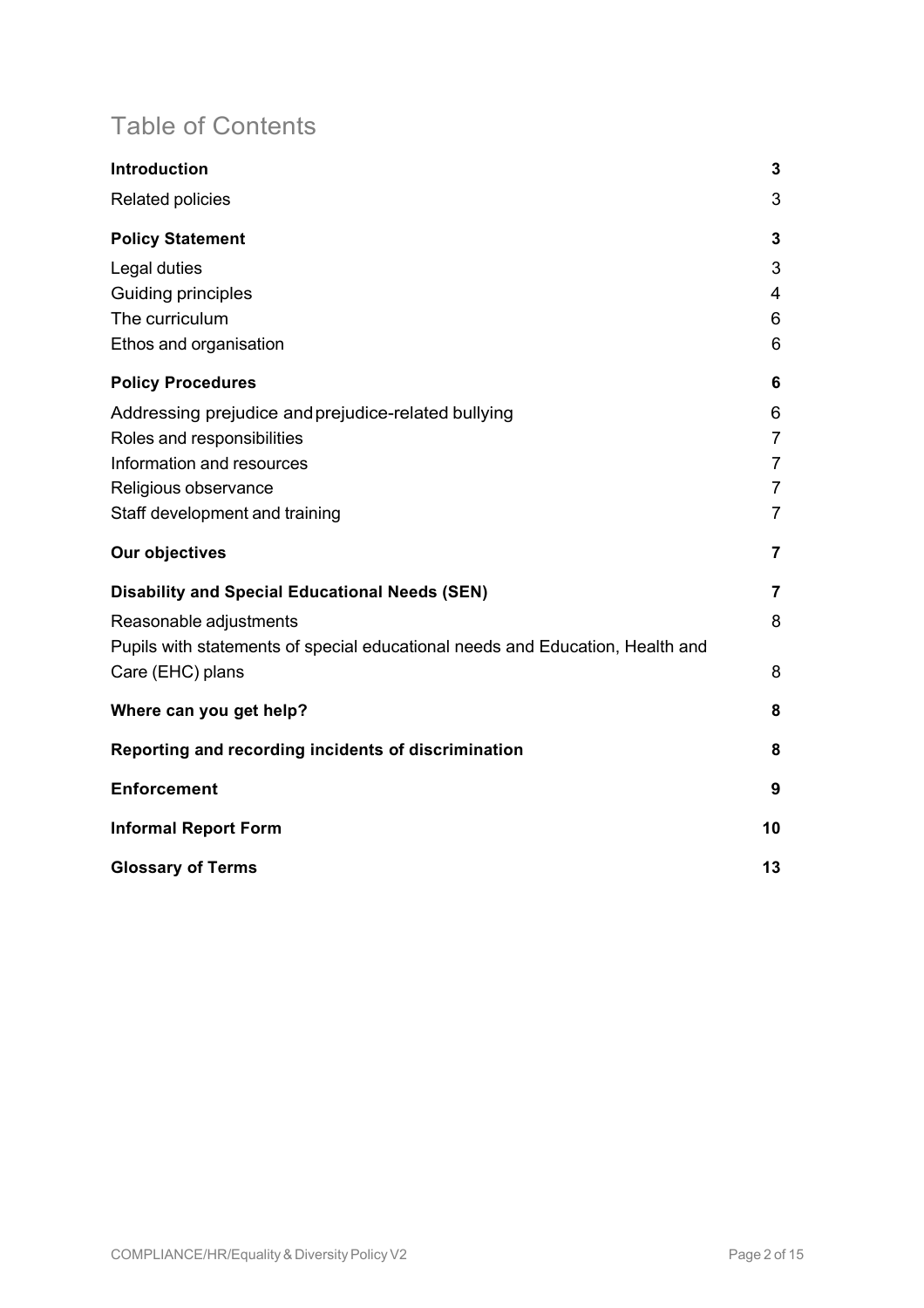# Table of Contents

| | |
|---|---|
| **Introduction** | **3** |
| Related policies | 3 |
| **Policy Statement** | **3** |
| Legal duties | 3 |
| Guiding principles | 4 |
| The curriculum | 6 |
| Ethos and organisation | 6 |
| **Policy Procedures** | **6** |
| Addressing prejudice and prejudice-related bullying | 6 |
| Roles and responsibilities | 7 |
| Information and resources | 7 |
| Religious observance | 7 |
| Staff development and training | 7 |
| **Our objectives** | **7** |
| **Disability and Special Educational Needs (SEN)** | **7** |
| Reasonable adjustments | 8 |
| Pupils with statements of special educational needs and Education, Health and Care (EHC) plans | 8 |
| **Where can you get help?** | **8** |
| **Reporting and recording incidents of discrimination** | **8** |
| **Enforcement** | **9** |
| **Informal Report Form** | **10** |
| **Glossary of Terms** | **13** |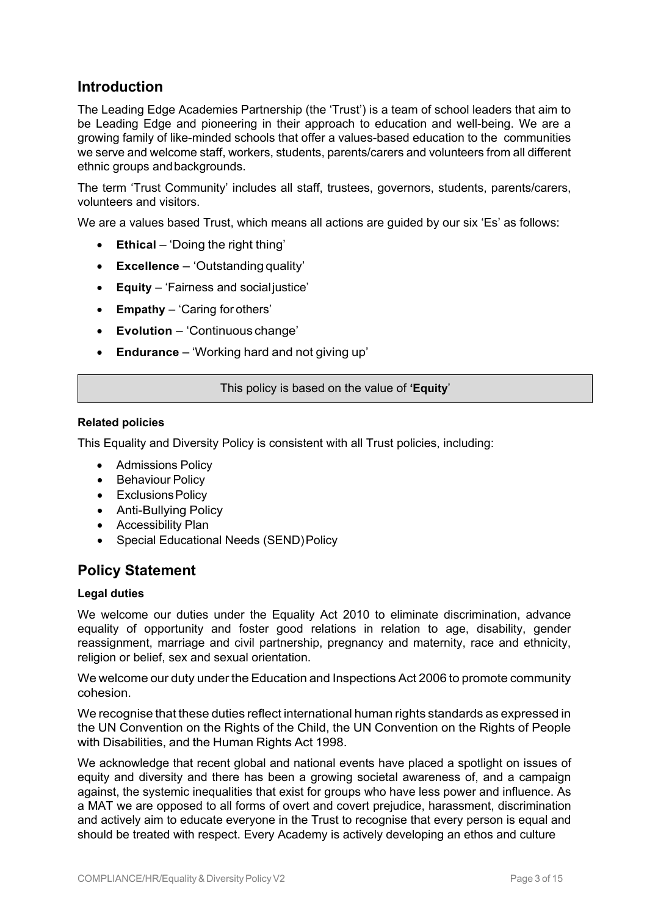## Introduction

The Leading Edge Academies Partnership (the 'Trust') is a team of school leaders that aim to be Leading Edge and pioneering in their approach to education and well-being. We are a growing family of like-minded schools that offer a values-based education to the communities we serve and welcome staff, workers, students, parents/carers and volunteers from all different ethnic groups and backgrounds.

The term 'Trust Community' includes all staff, trustees, governors, students, parents/carers, volunteers and visitors.

We are a values based Trust, which means all actions are guided by our six 'Es' as follows:

- **Ethical** – 'Doing the right thing'
- **Excellence** – 'Outstanding quality'
- **Equity** – 'Fairness and social justice'
- **Empathy** – 'Caring for others'
- **Evolution** – 'Continuous change'
- **Endurance** – 'Working hard and not giving up'

This policy is based on the value of **'Equity'**

#### Related policies

This Equality and Diversity Policy is consistent with all Trust policies, including:

- Admissions Policy
- Behaviour Policy
- Exclusions Policy
- Anti-Bullying Policy
- Accessibility Plan
- Special Educational Needs (SEND) Policy

## Policy Statement

#### Legal duties

We welcome our duties under the Equality Act 2010 to eliminate discrimination, advance equality of opportunity and foster good relations in relation to age, disability, gender reassignment, marriage and civil partnership, pregnancy and maternity, race and ethnicity, religion or belief, sex and sexual orientation.

We welcome our duty under the Education and Inspections Act 2006 to promote community cohesion.

We recognise that these duties reflect international human rights standards as expressed in the UN Convention on the Rights of the Child, the UN Convention on the Rights of People with Disabilities, and the Human Rights Act 1998.

We acknowledge that recent global and national events have placed a spotlight on issues of equity and diversity and there has been a growing societal awareness of, and a campaign against, the systemic inequalities that exist for groups who have less power and influence. As a MAT we are opposed to all forms of overt and covert prejudice, harassment, discrimination and actively aim to educate everyone in the Trust to recognise that every person is equal and should be treated with respect. Every Academy is actively developing an ethos and culture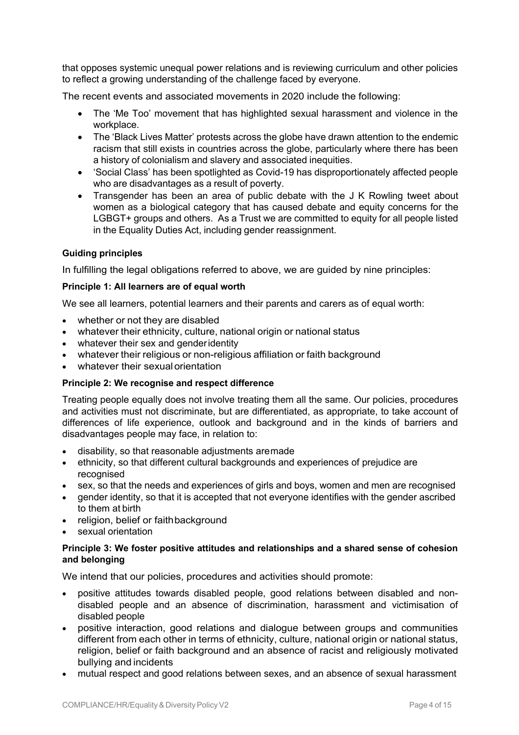that opposes systemic unequal power relations and is reviewing curriculum and other policies to reflect a growing understanding of the challenge faced by everyone.

The recent events and associated movements in 2020 include the following:

- The 'Me Too' movement that has highlighted sexual harassment and violence in the workplace.
- The 'Black Lives Matter' protests across the globe have drawn attention to the endemic racism that still exists in countries across the globe, particularly where there has been a history of colonialism and slavery and associated inequities.
- 'Social Class' has been spotlighted as Covid-19 has disproportionately affected people who are disadvantages as a result of poverty.
- Transgender has been an area of public debate with the J K Rowling tweet about women as a biological category that has caused debate and equity concerns for the LGBGT+ groups and others. As a Trust we are committed to equity for all people listed in the Equality Duties Act, including gender reassignment.

**Guiding principles**

In fulfilling the legal obligations referred to above, we are guided by nine principles:

**Principle 1: All learners are of equal worth**

We see all learners, potential learners and their parents and carers as of equal worth:

- whether or not they are disabled
- whatever their ethnicity, culture, national origin or national status
- whatever their sex and gender identity
- whatever their religious or non-religious affiliation or faith background
- whatever their sexual orientation

**Principle 2: We recognise and respect difference**

Treating people equally does not involve treating them all the same. Our policies, procedures and activities must not discriminate, but are differentiated, as appropriate, to take account of differences of life experience, outlook and background and in the kinds of barriers and disadvantages people may face, in relation to:

- disability, so that reasonable adjustments are made
- ethnicity, so that different cultural backgrounds and experiences of prejudice are recognised
- sex, so that the needs and experiences of girls and boys, women and men are recognised
- gender identity, so that it is accepted that not everyone identifies with the gender ascribed to them at birth
- religion, belief or faith background
- sexual orientation

**Principle 3: We foster positive attitudes and relationships and a shared sense of cohesion and belonging**

We intend that our policies, procedures and activities should promote:

- positive attitudes towards disabled people, good relations between disabled and non-disabled people and an absence of discrimination, harassment and victimisation of disabled people
- positive interaction, good relations and dialogue between groups and communities different from each other in terms of ethnicity, culture, national origin or national status, religion, belief or faith background and an absence of racist and religiously motivated bullying and incidents
- mutual respect and good relations between sexes, and an absence of sexual harassment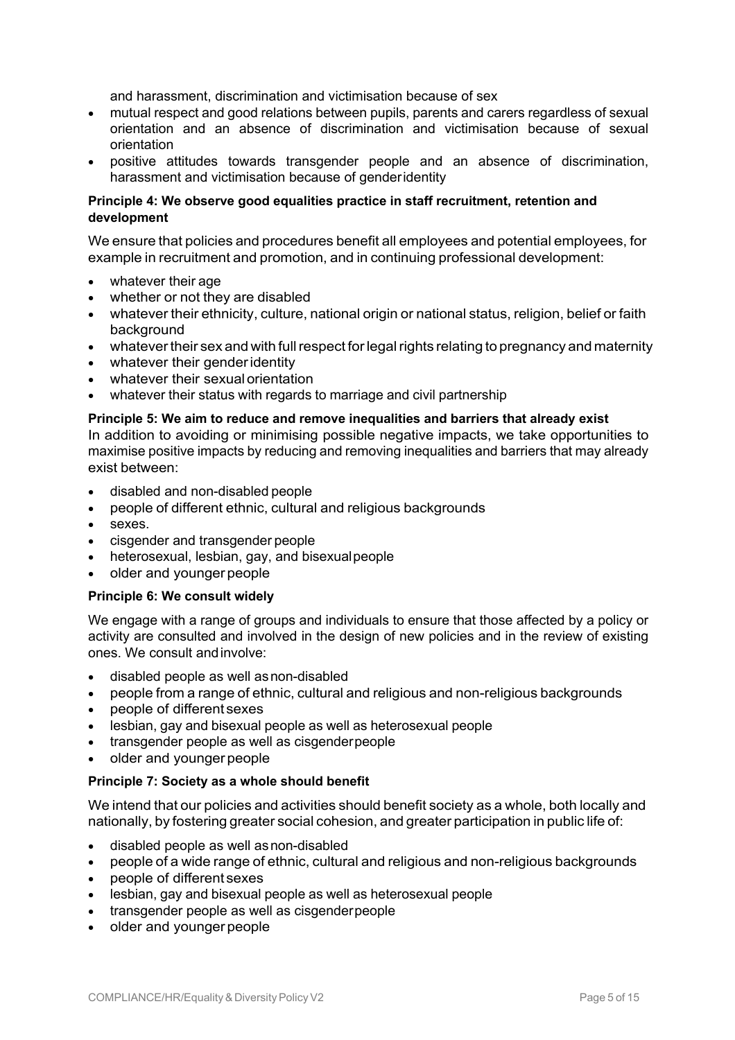and harassment, discrimination and victimisation because of sex

- mutual respect and good relations between pupils, parents and carers regardless of sexual orientation and an absence of discrimination and victimisation because of sexual orientation
- positive attitudes towards transgender people and an absence of discrimination, harassment and victimisation because of gender identity

**Principle 4: We observe good equalities practice in staff recruitment, retention and development**

We ensure that policies and procedures benefit all employees and potential employees, for example in recruitment and promotion, and in continuing professional development:

- whatever their age
- whether or not they are disabled
- whatever their ethnicity, culture, national origin or national status, religion, belief or faith background
- whatever their sex and with full respect for legal rights relating to pregnancy and maternity
- whatever their gender identity
- whatever their sexual orientation
- whatever their status with regards to marriage and civil partnership

**Principle 5: We aim to reduce and remove inequalities and barriers that already exist**

In addition to avoiding or minimising possible negative impacts, we take opportunities to maximise positive impacts by reducing and removing inequalities and barriers that may already exist between:

- disabled and non-disabled people
- people of different ethnic, cultural and religious backgrounds
- sexes.
- cisgender and transgender people
- heterosexual, lesbian, gay, and bisexual people
- older and younger people

**Principle 6: We consult widely**

We engage with a range of groups and individuals to ensure that those affected by a policy or activity are consulted and involved in the design of new policies and in the review of existing ones. We consult and involve:

- disabled people as well as non-disabled
- people from a range of ethnic, cultural and religious and non-religious backgrounds
- people of different sexes
- lesbian, gay and bisexual people as well as heterosexual people
- transgender people as well as cisgender people
- older and younger people

**Principle 7: Society as a whole should benefit**

We intend that our policies and activities should benefit society as a whole, both locally and nationally, by fostering greater social cohesion, and greater participation in public life of:

- disabled people as well as non-disabled
- people of a wide range of ethnic, cultural and religious and non-religious backgrounds
- people of different sexes
- lesbian, gay and bisexual people as well as heterosexual people
- transgender people as well as cisgender people
- older and younger people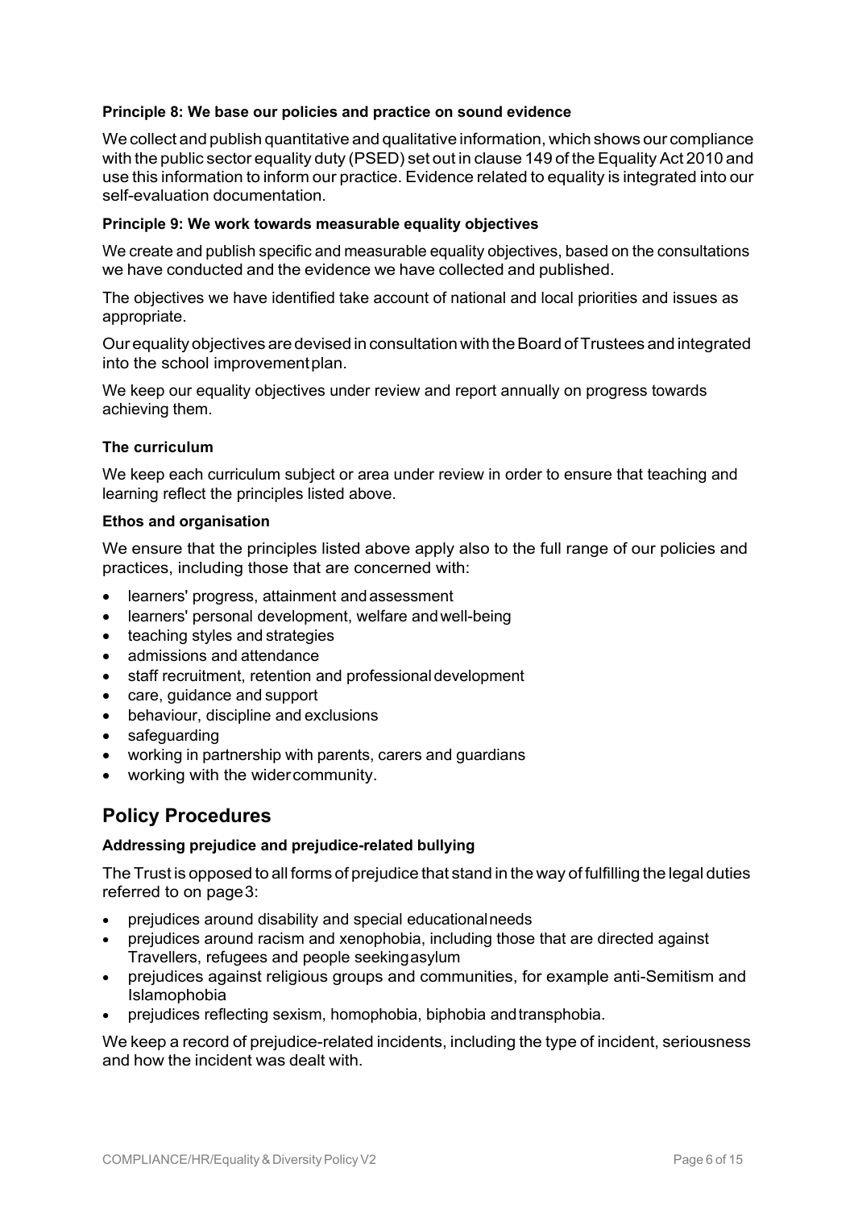**Principle 8: We base our policies and practice on sound evidence**

We collect and publish quantitative and qualitative information, which shows our compliance with the public sector equality duty (PSED) set out in clause 149 of the Equality Act 2010 and use this information to inform our practice. Evidence related to equality is integrated into our self-evaluation documentation.

**Principle 9: We work towards measurable equality objectives**

We create and publish specific and measurable equality objectives, based on the consultations we have conducted and the evidence we have collected and published.

The objectives we have identified take account of national and local priorities and issues as appropriate.

Our equality objectives are devised in consultation with the Board of Trustees and integrated into the school improvement plan.

We keep our equality objectives under review and report annually on progress towards achieving them.

**The curriculum**

We keep each curriculum subject or area under review in order to ensure that teaching and learning reflect the principles listed above.

**Ethos and organisation**

We ensure that the principles listed above apply also to the full range of our policies and practices, including those that are concerned with:

- learners' progress, attainment and assessment
- learners' personal development, welfare and well-being
- teaching styles and strategies
- admissions and attendance
- staff recruitment, retention and professional development
- care, guidance and support
- behaviour, discipline and exclusions
- safeguarding
- working in partnership with parents, carers and guardians
- working with the wider community.

## Policy Procedures

**Addressing prejudice and prejudice-related bullying**

The Trust is opposed to all forms of prejudice that stand in the way of fulfilling the legal duties referred to on page 3:

- prejudices around disability and special educational needs
- prejudices around racism and xenophobia, including those that are directed against Travellers, refugees and people seeking asylum
- prejudices against religious groups and communities, for example anti-Semitism and Islamophobia
- prejudices reflecting sexism, homophobia, biphobia and transphobia.

We keep a record of prejudice-related incidents, including the type of incident, seriousness and how the incident was dealt with.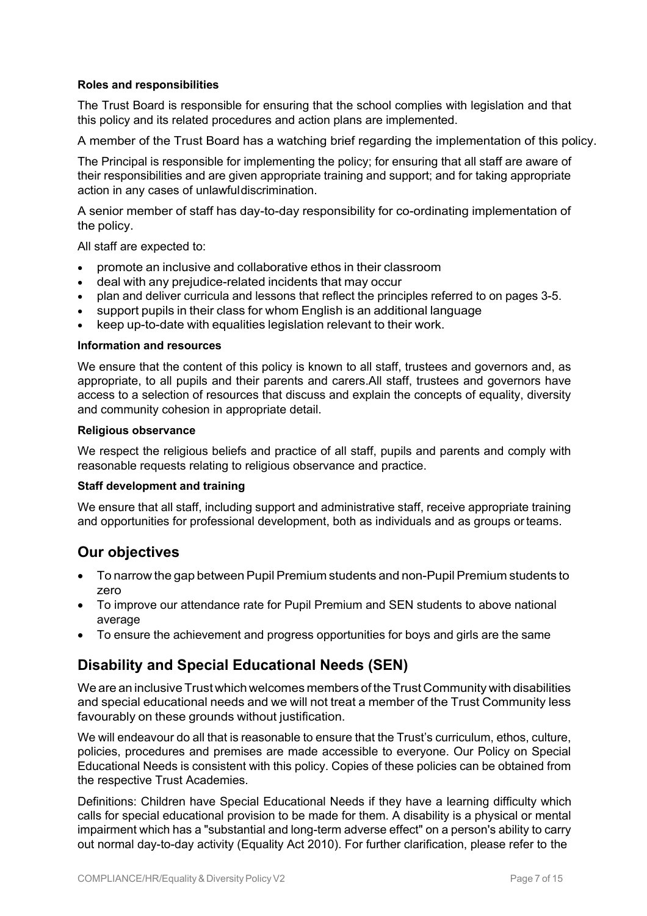**Roles and responsibilities**

The Trust Board is responsible for ensuring that the school complies with legislation and that this policy and its related procedures and action plans are implemented.

A member of the Trust Board has a watching brief regarding the implementation of this policy.

The Principal is responsible for implementing the policy; for ensuring that all staff are aware of their responsibilities and are given appropriate training and support; and for taking appropriate action in any cases of unlawful discrimination.

A senior member of staff has day-to-day responsibility for co-ordinating implementation of the policy.

All staff are expected to:

- promote an inclusive and collaborative ethos in their classroom
- deal with any prejudice-related incidents that may occur
- plan and deliver curricula and lessons that reflect the principles referred to on pages 3-5.
- support pupils in their class for whom English is an additional language
- keep up-to-date with equalities legislation relevant to their work.

**Information and resources**

We ensure that the content of this policy is known to all staff, trustees and governors and, as appropriate, to all pupils and their parents and carers.All staff, trustees and governors have access to a selection of resources that discuss and explain the concepts of equality, diversity and community cohesion in appropriate detail.

**Religious observance**

We respect the religious beliefs and practice of all staff, pupils and parents and comply with reasonable requests relating to religious observance and practice.

**Staff development and training**

We ensure that all staff, including support and administrative staff, receive appropriate training and opportunities for professional development, both as individuals and as groups or teams.

## Our objectives

- To narrow the gap between Pupil Premium students and non-Pupil Premium students to zero
- To improve our attendance rate for Pupil Premium and SEN students to above national average
- To ensure the achievement and progress opportunities for boys and girls are the same

## Disability and Special Educational Needs (SEN)

We are an inclusive Trust which welcomes members of the Trust Community with disabilities and special educational needs and we will not treat a member of the Trust Community less favourably on these grounds without justification.

We will endeavour do all that is reasonable to ensure that the Trust's curriculum, ethos, culture, policies, procedures and premises are made accessible to everyone. Our Policy on Special Educational Needs is consistent with this policy. Copies of these policies can be obtained from the respective Trust Academies.

Definitions: Children have Special Educational Needs if they have a learning difficulty which calls for special educational provision to be made for them. A disability is a physical or mental impairment which has a "substantial and long-term adverse effect" on a person's ability to carry out normal day-to-day activity (Equality Act 2010). For further clarification, please refer to the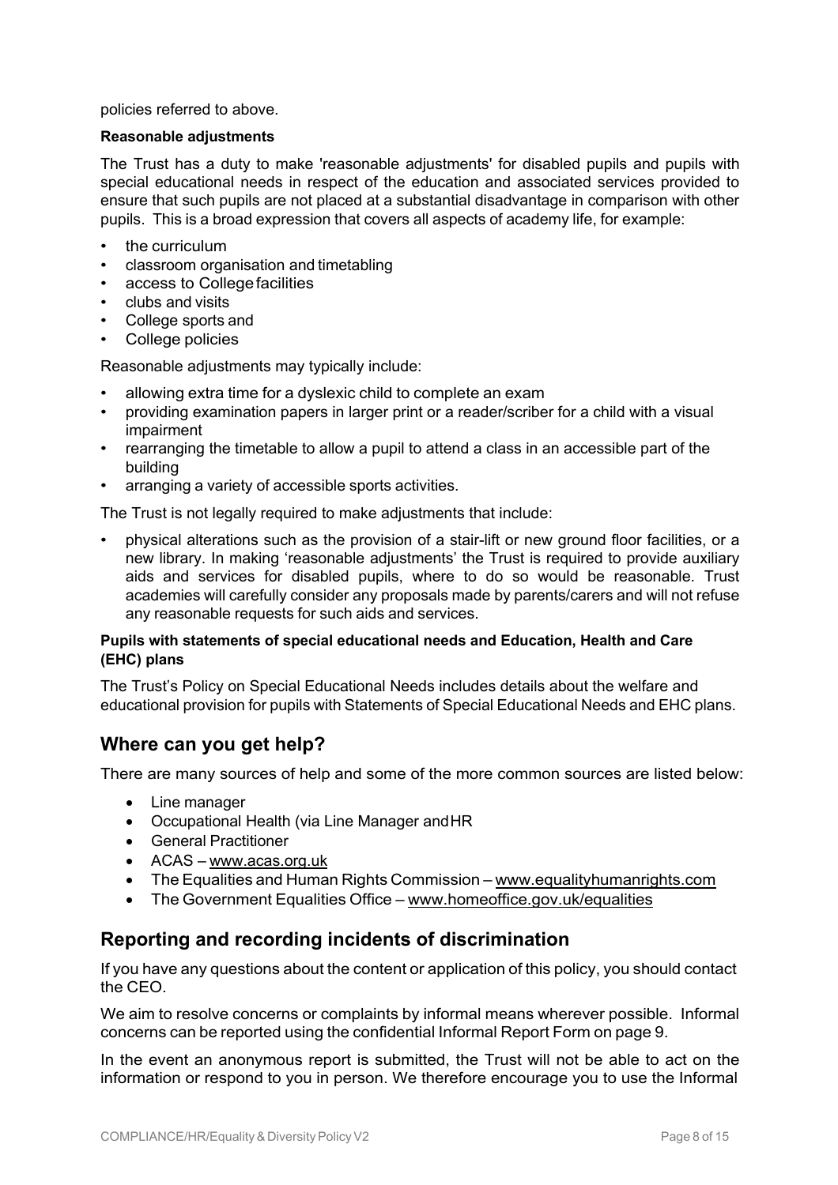policies referred to above.

**Reasonable adjustments**

The Trust has a duty to make 'reasonable adjustments' for disabled pupils and pupils with special educational needs in respect of the education and associated services provided to ensure that such pupils are not placed at a substantial disadvantage in comparison with other pupils. This is a broad expression that covers all aspects of academy life, for example:

- the curriculum
- classroom organisation and timetabling
- access to College facilities
- clubs and visits
- College sports and
- College policies

Reasonable adjustments may typically include:

- allowing extra time for a dyslexic child to complete an exam
- providing examination papers in larger print or a reader/scriber for a child with a visual impairment
- rearranging the timetable to allow a pupil to attend a class in an accessible part of the building
- arranging a variety of accessible sports activities.

The Trust is not legally required to make adjustments that include:

- physical alterations such as the provision of a stair-lift or new ground floor facilities, or a new library. In making 'reasonable adjustments' the Trust is required to provide auxiliary aids and services for disabled pupils, where to do so would be reasonable. Trust academies will carefully consider any proposals made by parents/carers and will not refuse any reasonable requests for such aids and services.

**Pupils with statements of special educational needs and Education, Health and Care (EHC) plans**

The Trust's Policy on Special Educational Needs includes details about the welfare and educational provision for pupils with Statements of Special Educational Needs and EHC plans.

## Where can you get help?

There are many sources of help and some of the more common sources are listed below:

- Line manager
- Occupational Health (via Line Manager and HR
- General Practitioner
- ACAS – www.acas.org.uk
- The Equalities and Human Rights Commission – www.equalityhumanrights.com
- The Government Equalities Office – www.homeoffice.gov.uk/equalities

## Reporting and recording incidents of discrimination

If you have any questions about the content or application of this policy, you should contact the CEO.

We aim to resolve concerns or complaints by informal means wherever possible. Informal concerns can be reported using the confidential Informal Report Form on page 9.

In the event an anonymous report is submitted, the Trust will not be able to act on the information or respond to you in person. We therefore encourage you to use the Informal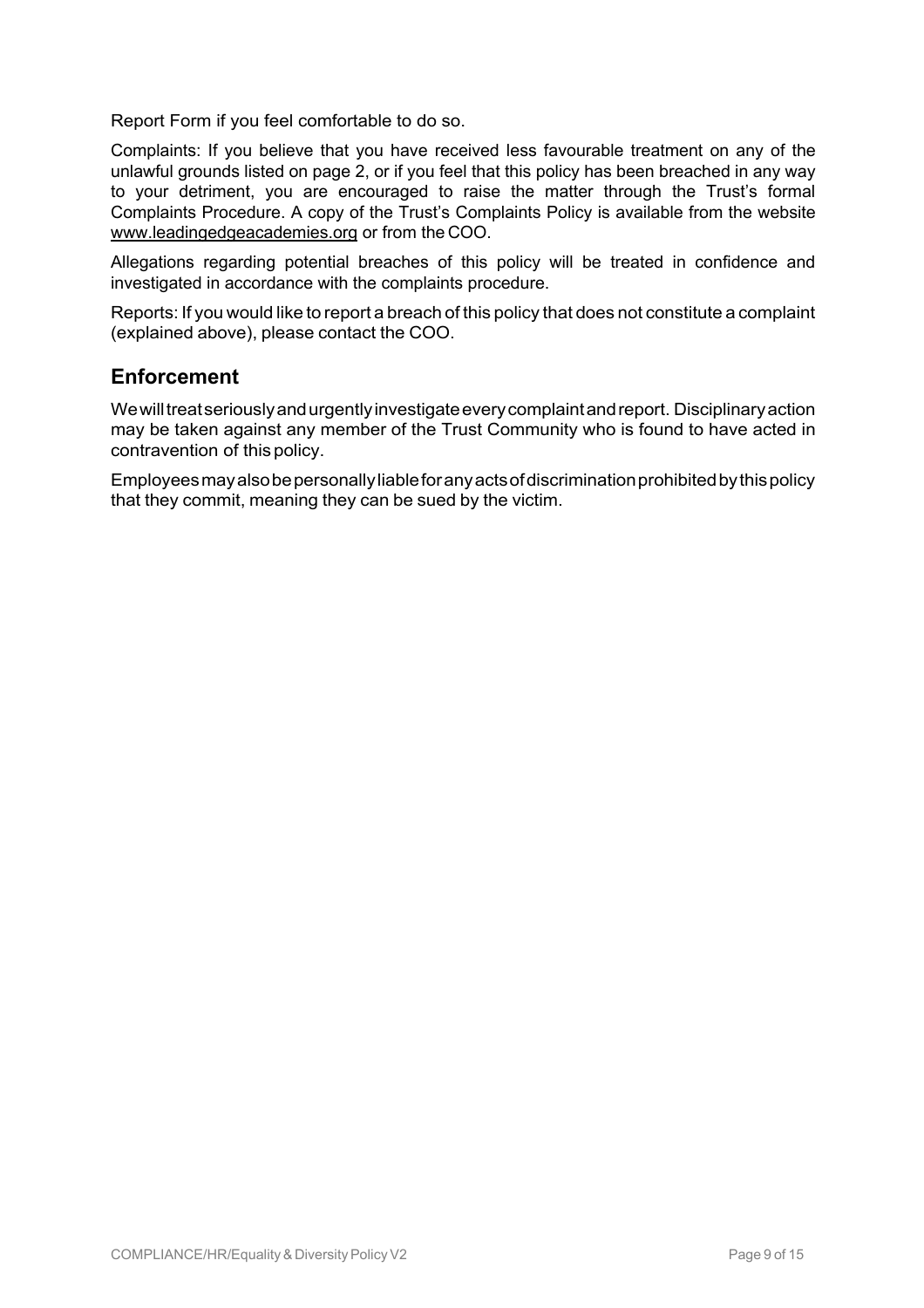Report Form if you feel comfortable to do so.

Complaints: If you believe that you have received less favourable treatment on any of the unlawful grounds listed on page 2, or if you feel that this policy has been breached in any way to your detriment, you are encouraged to raise the matter through the Trust's formal Complaints Procedure. A copy of the Trust's Complaints Policy is available from the website www.leadingedgeacademies.org or from the COO.

Allegations regarding potential breaches of this policy will be treated in confidence and investigated in accordance with the complaints procedure.

Reports: If you would like to report a breach of this policy that does not constitute a complaint (explained above), please contact the COO.

## Enforcement

We will treat seriously and urgently investigate every complaint and report. Disciplinary action may be taken against any member of the Trust Community who is found to have acted in contravention of this policy.

Employees may also be personally liable for any acts of discrimination prohibited by this policy that they commit, meaning they can be sued by the victim.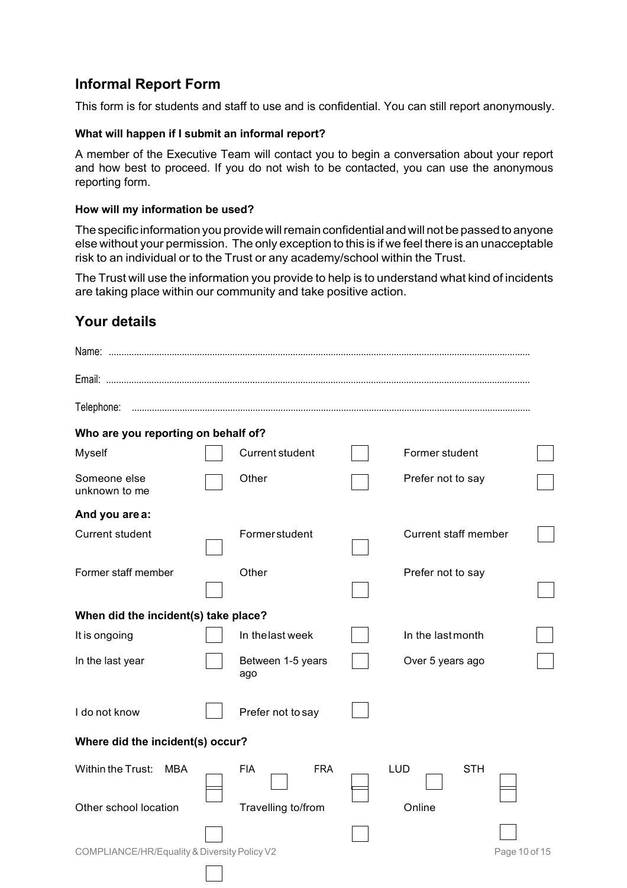## Informal Report Form

This form is for students and staff to use and is confidential. You can still report anonymously.

#### What will happen if I submit an informal report?

A member of the Executive Team will contact you to begin a conversation about your report and how best to proceed. If you do not wish to be contacted, you can use the anonymous reporting form.

#### How will my information be used?

The specific information you provide will remain confidential and will not be passed to anyone else without your permission. The only exception to this is if we feel there is an unacceptable risk to an individual or to the Trust or any academy/school within the Trust.

The Trust will use the information you provide to help is to understand what kind of incidents are taking place within our community and take positive action.

## Your details

Name: ..........................................................................................................................................................

Email: ..........................................................................................................................................................

Telephone: ....................................................................................................................................................

#### Who are you reporting on behalf of?

| | | | | | |
|---|---|---|---|---|---|
| Myself | ☐ | Current student | ☐ | Former student | ☐ |
| Someone else unknown to me | ☐ | Other | ☐ | Prefer not to say | ☐ |

#### And you are a:

| | | | | | |
|---|---|---|---|---|---|
| Current student | ☐ | Former student | ☐ | Current staff member | ☐ |
| Former staff member | ☐ | Other | ☐ | Prefer not to say | ☐ |

#### When did the incident(s) take place?

| | | | | | |
|---|---|---|---|---|---|
| It is ongoing | ☐ | In the last week | ☐ | In the last month | ☐ |
| In the last year | ☐ | Between 1-5 years ago | ☐ | Over 5 years ago | ☐ |
| I do not know | ☐ | Prefer not to say | ☐ | | |

#### Where did the incident(s) occur?

| | | | | | | | | | |
|---|---|---|---|---|---|---|---|---|---|
| Within the Trust: MBA | ☐ | FIA | ☐ | FRA | ☐ | LUD | ☐ | STH | ☐ |
| Other school location | ☐ | Travelling to/from | ☐ | Online | ☐ | | | | |

COMPLIANCE/HR/Equality & Diversity Policy V2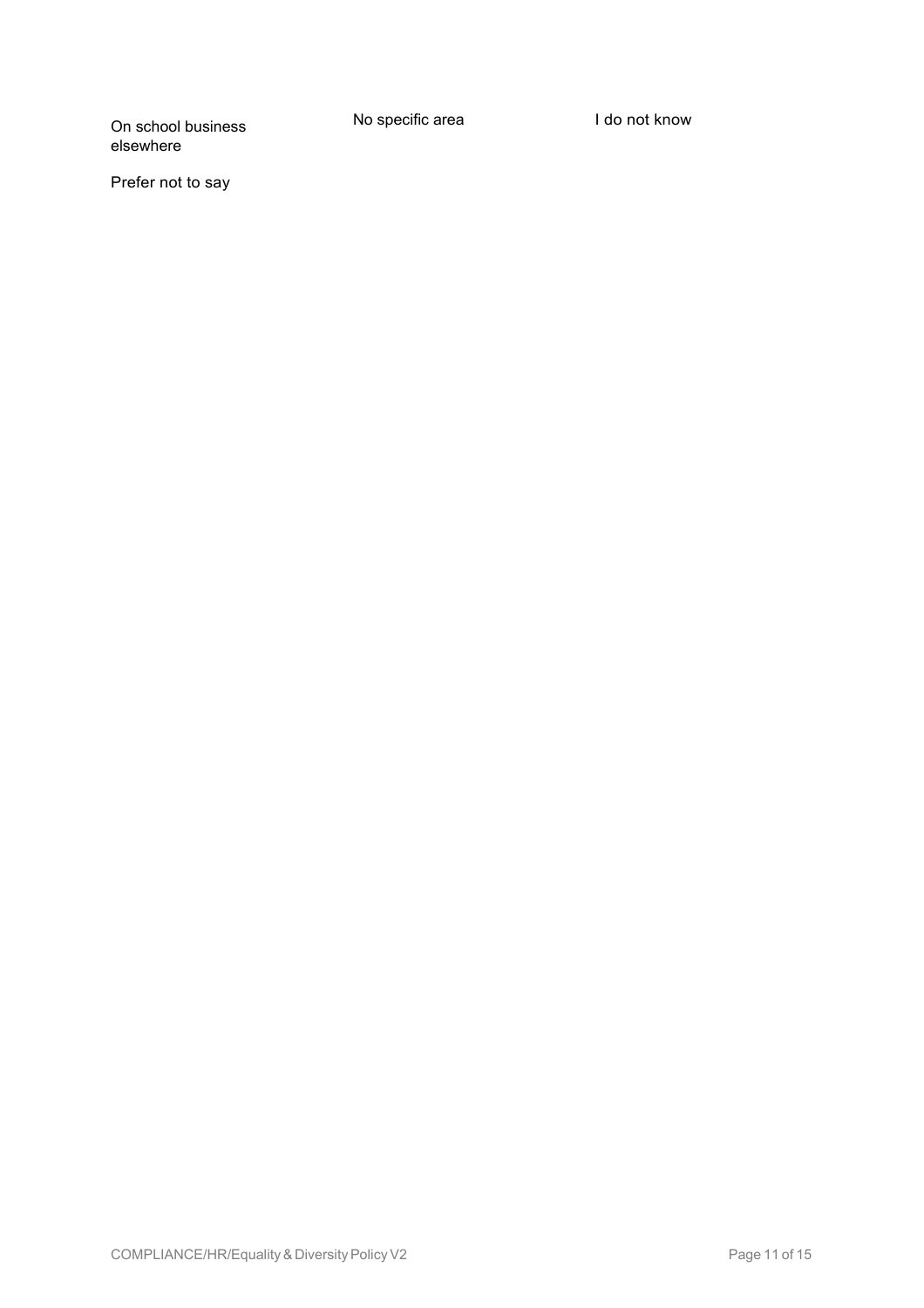On school business elsewhere

No specific area

I do not know

Prefer not to say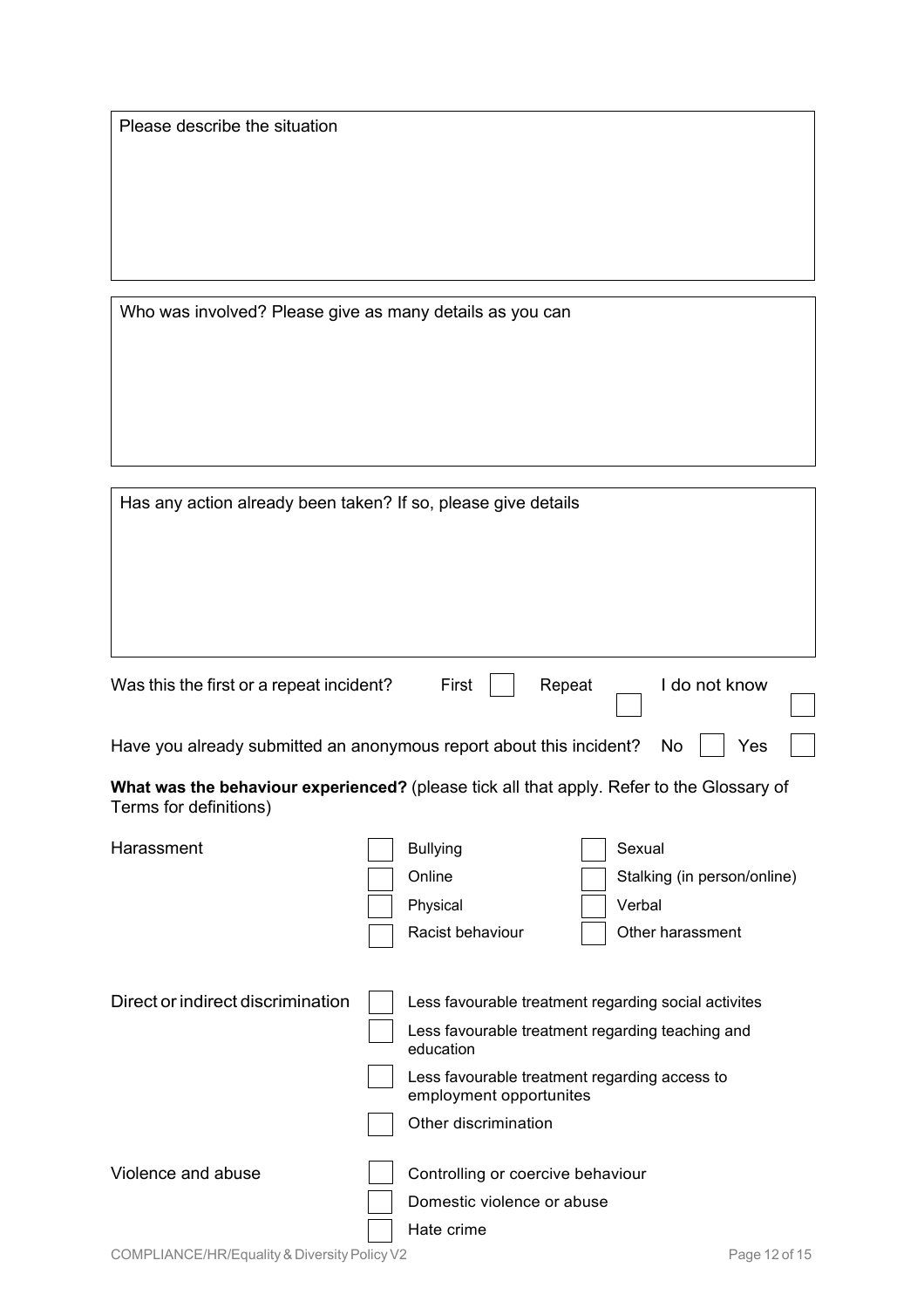Please describe the situation

Who was involved? Please give as many details as you can

Has any action already been taken? If so, please give details

Was this the first or a repeat incident? First ☐ Repeat ☐ I do not know ☐

Have you already submitted an anonymous report about this incident? No ☐ Yes ☐

**What was the behaviour experienced?** (please tick all that apply. Refer to the Glossary of Terms for definitions)

Harassment

- ☐ Bullying
- ☐ Sexual
- ☐ Online
- ☐ Stalking (in person/online)
- ☐ Physical
- ☐ Verbal
- ☐ Racist behaviour
- ☐ Other harassment

Direct or indirect discrimination

- ☐ Less favourable treatment regarding social activites
- ☐ Less favourable treatment regarding teaching and education
- ☐ Less favourable treatment regarding access to employment opportunites
- ☐ Other discrimination

Violence and abuse

- ☐ Controlling or coercive behaviour
- ☐ Domestic violence or abuse
- ☐ Hate crime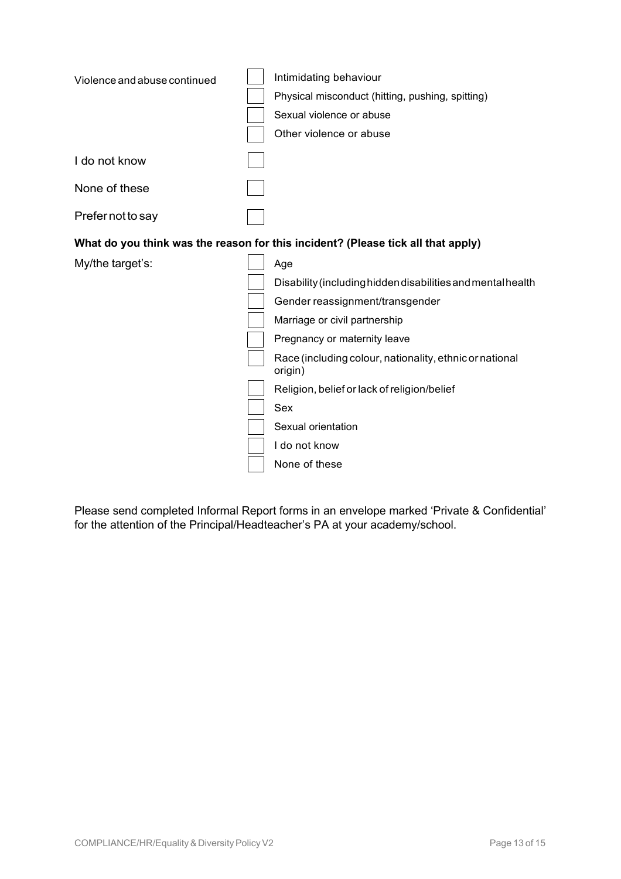Violence and abuse continued

- ☐ Intimidating behaviour
- ☐ Physical misconduct (hitting, pushing, spitting)
- ☐ Sexual violence or abuse
- ☐ Other violence or abuse

I do not know ☐

None of these ☐

Prefer not to say ☐

**What do you think was the reason for this incident? (Please tick all that apply)**

My/the target's:

- ☐ Age
- ☐ Disability (including hidden disabilities and mental health
- ☐ Gender reassignment/transgender
- ☐ Marriage or civil partnership
- ☐ Pregnancy or maternity leave
- ☐ Race (including colour, nationality, ethnic or national origin)
- ☐ Religion, belief or lack of religion/belief
- ☐ Sex
- ☐ Sexual orientation
- ☐ I do not know
- ☐ None of these

Please send completed Informal Report forms in an envelope marked 'Private & Confidential' for the attention of the Principal/Headteacher's PA at your academy/school.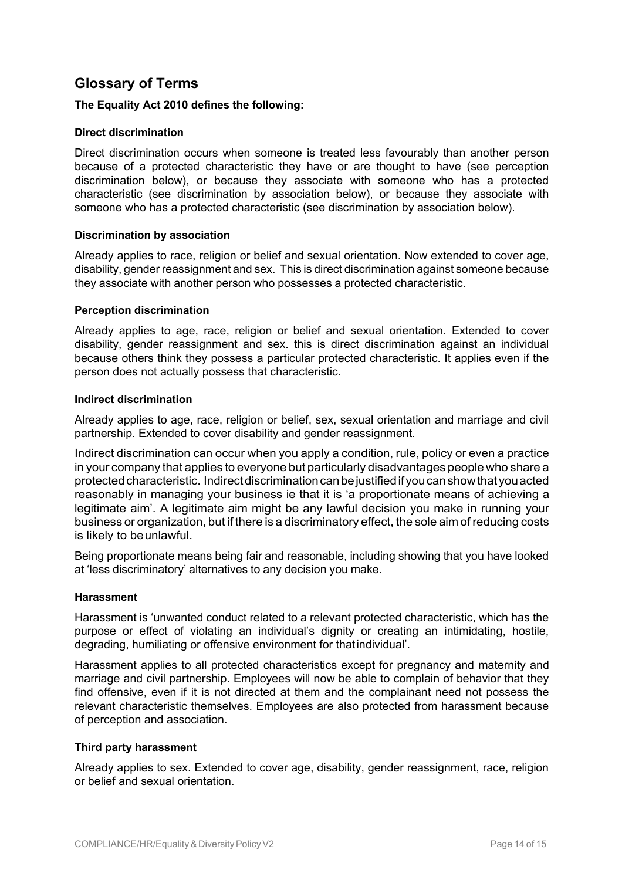## Glossary of Terms

**The Equality Act 2010 defines the following:**

**Direct discrimination**

Direct discrimination occurs when someone is treated less favourably than another person because of a protected characteristic they have or are thought to have (see perception discrimination below), or because they associate with someone who has a protected characteristic (see discrimination by association below), or because they associate with someone who has a protected characteristic (see discrimination by association below).

**Discrimination by association**

Already applies to race, religion or belief and sexual orientation. Now extended to cover age, disability, gender reassignment and sex. This is direct discrimination against someone because they associate with another person who possesses a protected characteristic.

**Perception discrimination**

Already applies to age, race, religion or belief and sexual orientation. Extended to cover disability, gender reassignment and sex. this is direct discrimination against an individual because others think they possess a particular protected characteristic. It applies even if the person does not actually possess that characteristic.

**Indirect discrimination**

Already applies to age, race, religion or belief, sex, sexual orientation and marriage and civil partnership. Extended to cover disability and gender reassignment.

Indirect discrimination can occur when you apply a condition, rule, policy or even a practice in your company that applies to everyone but particularly disadvantages people who share a protected characteristic. Indirect discrimination can be justified if you can show that you acted reasonably in managing your business ie that it is 'a proportionate means of achieving a legitimate aim'. A legitimate aim might be any lawful decision you make in running your business or organization, but if there is a discriminatory effect, the sole aim of reducing costs is likely to be unlawful.

Being proportionate means being fair and reasonable, including showing that you have looked at 'less discriminatory' alternatives to any decision you make.

**Harassment**

Harassment is 'unwanted conduct related to a relevant protected characteristic, which has the purpose or effect of violating an individual's dignity or creating an intimidating, hostile, degrading, humiliating or offensive environment for that individual'.

Harassment applies to all protected characteristics except for pregnancy and maternity and marriage and civil partnership. Employees will now be able to complain of behavior that they find offensive, even if it is not directed at them and the complainant need not possess the relevant characteristic themselves. Employees are also protected from harassment because of perception and association.

**Third party harassment**

Already applies to sex. Extended to cover age, disability, gender reassignment, race, religion or belief and sexual orientation.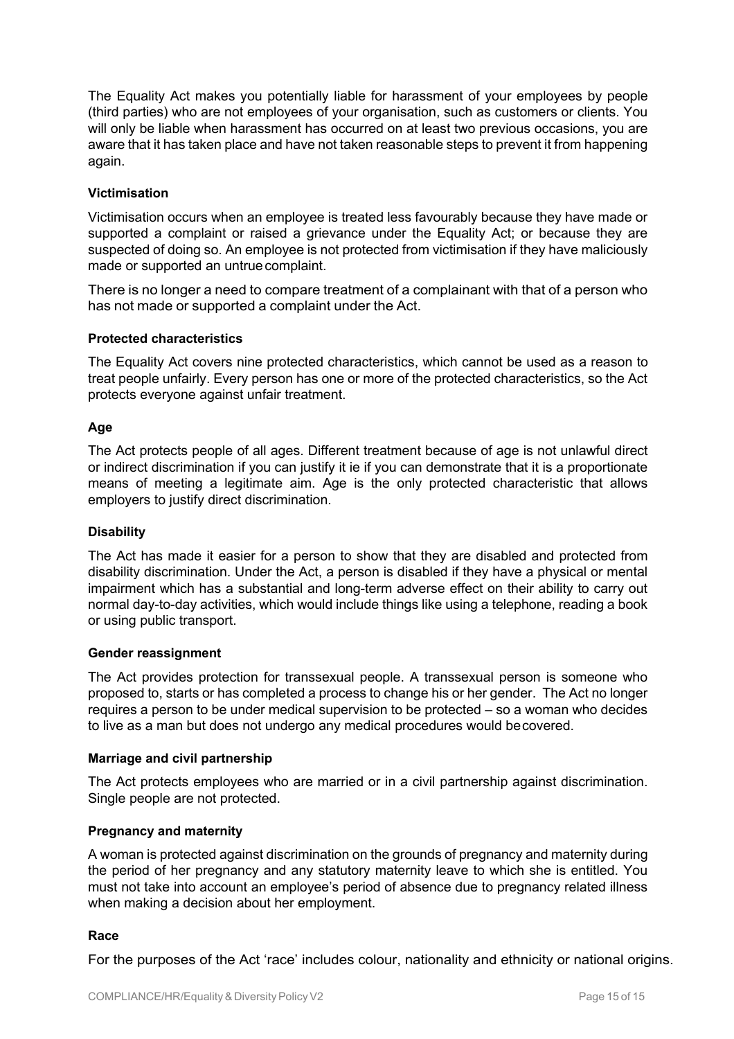The Equality Act makes you potentially liable for harassment of your employees by people (third parties) who are not employees of your organisation, such as customers or clients. You will only be liable when harassment has occurred on at least two previous occasions, you are aware that it has taken place and have not taken reasonable steps to prevent it from happening again.

**Victimisation**

Victimisation occurs when an employee is treated less favourably because they have made or supported a complaint or raised a grievance under the Equality Act; or because they are suspected of doing so. An employee is not protected from victimisation if they have maliciously made or supported an untrue complaint.

There is no longer a need to compare treatment of a complainant with that of a person who has not made or supported a complaint under the Act.

**Protected characteristics**

The Equality Act covers nine protected characteristics, which cannot be used as a reason to treat people unfairly. Every person has one or more of the protected characteristics, so the Act protects everyone against unfair treatment.

**Age**

The Act protects people of all ages. Different treatment because of age is not unlawful direct or indirect discrimination if you can justify it ie if you can demonstrate that it is a proportionate means of meeting a legitimate aim. Age is the only protected characteristic that allows employers to justify direct discrimination.

**Disability**

The Act has made it easier for a person to show that they are disabled and protected from disability discrimination. Under the Act, a person is disabled if they have a physical or mental impairment which has a substantial and long-term adverse effect on their ability to carry out normal day-to-day activities, which would include things like using a telephone, reading a book or using public transport.

**Gender reassignment**

The Act provides protection for transsexual people. A transsexual person is someone who proposed to, starts or has completed a process to change his or her gender. The Act no longer requires a person to be under medical supervision to be protected – so a woman who decides to live as a man but does not undergo any medical procedures would be covered.

**Marriage and civil partnership**

The Act protects employees who are married or in a civil partnership against discrimination. Single people are not protected.

**Pregnancy and maternity**

A woman is protected against discrimination on the grounds of pregnancy and maternity during the period of her pregnancy and any statutory maternity leave to which she is entitled. You must not take into account an employee's period of absence due to pregnancy related illness when making a decision about her employment.

**Race**

For the purposes of the Act 'race' includes colour, nationality and ethnicity or national origins.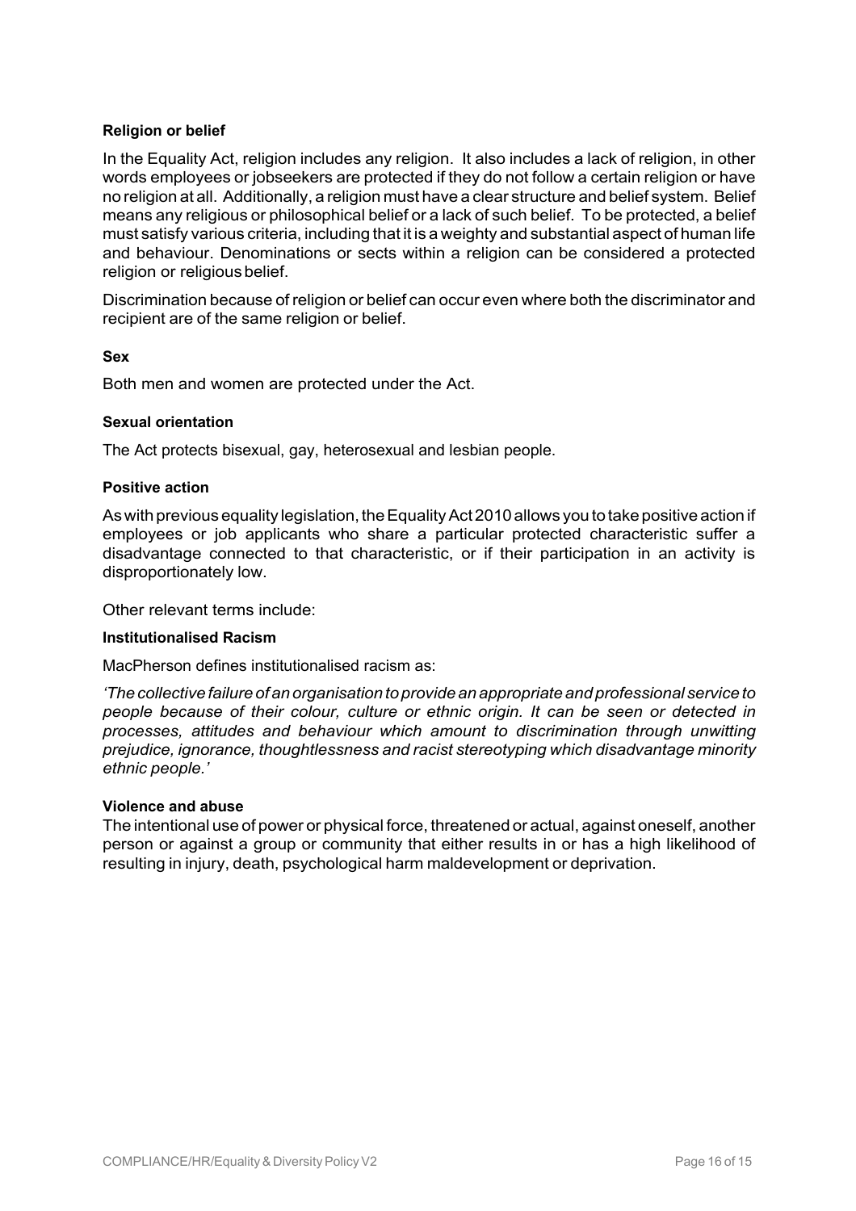#### Religion or belief

In the Equality Act, religion includes any religion. It also includes a lack of religion, in other words employees or jobseekers are protected if they do not follow a certain religion or have no religion at all. Additionally, a religion must have a clear structure and belief system. Belief means any religious or philosophical belief or a lack of such belief. To be protected, a belief must satisfy various criteria, including that it is a weighty and substantial aspect of human life and behaviour. Denominations or sects within a religion can be considered a protected religion or religious belief.

Discrimination because of religion or belief can occur even where both the discriminator and recipient are of the same religion or belief.

#### Sex

Both men and women are protected under the Act.

#### Sexual orientation

The Act protects bisexual, gay, heterosexual and lesbian people.

#### Positive action

As with previous equality legislation, the Equality Act 2010 allows you to take positive action if employees or job applicants who share a particular protected characteristic suffer a disadvantage connected to that characteristic, or if their participation in an activity is disproportionately low.

Other relevant terms include:

#### Institutionalised Racism

MacPherson defines institutionalised racism as:

*'The collective failure of an organisation to provide an appropriate and professional service to people because of their colour, culture or ethnic origin. It can be seen or detected in processes, attitudes and behaviour which amount to discrimination through unwitting prejudice, ignorance, thoughtlessness and racist stereotyping which disadvantage minority ethnic people.'*

#### Violence and abuse

The intentional use of power or physical force, threatened or actual, against oneself, another person or against a group or community that either results in or has a high likelihood of resulting in injury, death, psychological harm maldevelopment or deprivation.